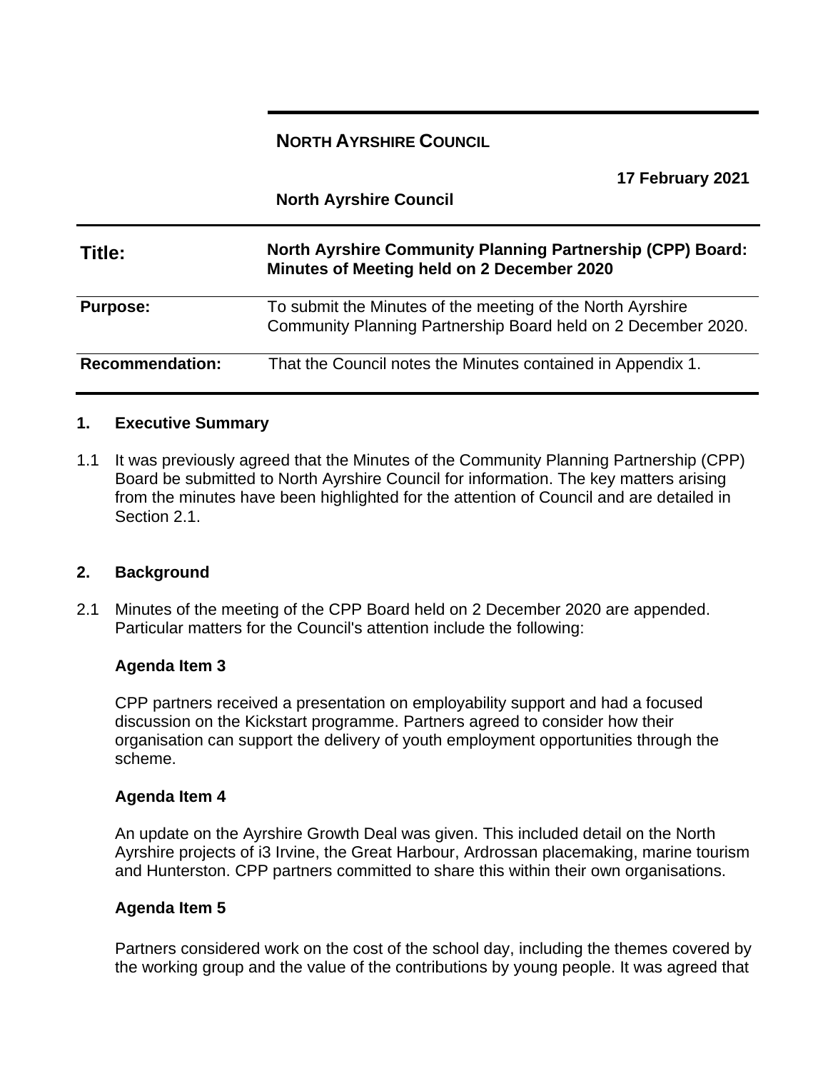**NORTH AYRSHIRE COUNCIL**

**17 February 2021**

**North Ayrshire Council**

| **Title:** | **North Ayrshire Community Planning Partnership (CPP) Board: Minutes of Meeting held on 2 December 2020** |
|---|---|
| **Purpose:** | To submit the Minutes of the meeting of the North Ayrshire Community Planning Partnership Board held on 2 December 2020. |
| **Recommendation:** | That the Council notes the Minutes contained in Appendix 1. |

## 1. Executive Summary

1.1 It was previously agreed that the Minutes of the Community Planning Partnership (CPP) Board be submitted to North Ayrshire Council for information. The key matters arising from the minutes have been highlighted for the attention of Council and are detailed in Section 2.1.

## 2. Background

2.1 Minutes of the meeting of the CPP Board held on 2 December 2020 are appended. Particular matters for the Council's attention include the following:

**Agenda Item 3**

CPP partners received a presentation on employability support and had a focused discussion on the Kickstart programme. Partners agreed to consider how their organisation can support the delivery of youth employment opportunities through the scheme.

**Agenda Item 4**

An update on the Ayrshire Growth Deal was given. This included detail on the North Ayrshire projects of i3 Irvine, the Great Harbour, Ardrossan placemaking, marine tourism and Hunterston. CPP partners committed to share this within their own organisations.

**Agenda Item 5**

Partners considered work on the cost of the school day, including the themes covered by the working group and the value of the contributions by young people. It was agreed that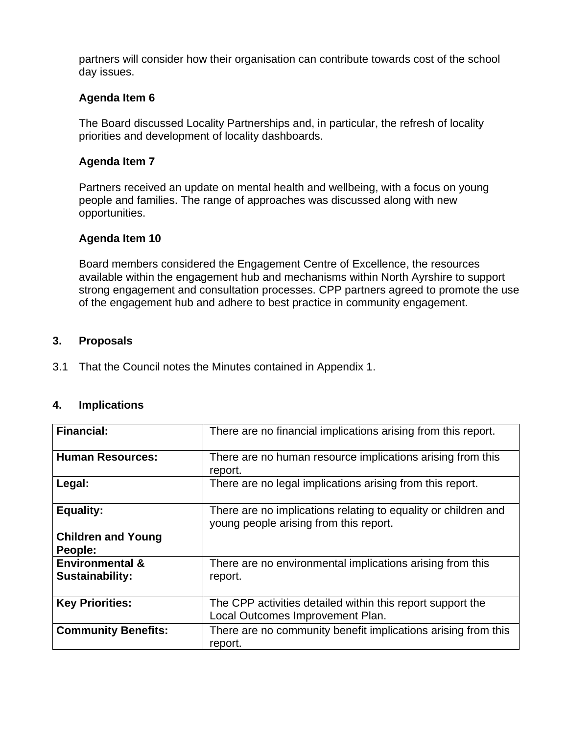partners will consider how their organisation can contribute towards cost of the school day issues.

**Agenda Item 6**

The Board discussed Locality Partnerships and, in particular, the refresh of locality priorities and development of locality dashboards.

**Agenda Item 7**

Partners received an update on mental health and wellbeing, with a focus on young people and families. The range of approaches was discussed along with new opportunities.

**Agenda Item 10**

Board members considered the Engagement Centre of Excellence, the resources available within the engagement hub and mechanisms within North Ayrshire to support strong engagement and consultation processes. CPP partners agreed to promote the use of the engagement hub and adhere to best practice in community engagement.

## 3. Proposals

3.1 That the Council notes the Minutes contained in Appendix 1.

## 4. Implications

| | |
|---|---|
| **Financial:** | There are no financial implications arising from this report. |
| **Human Resources:** | There are no human resource implications arising from this report. |
| **Legal:** | There are no legal implications arising from this report. |
| **Equality:**<br><br>**Children and Young People:** | There are no implications relating to equality or children and young people arising from this report. |
| **Environmental & Sustainability:** | There are no environmental implications arising from this report. |
| **Key Priorities:** | The CPP activities detailed within this report support the Local Outcomes Improvement Plan. |
| **Community Benefits:** | There are no community benefit implications arising from this report. |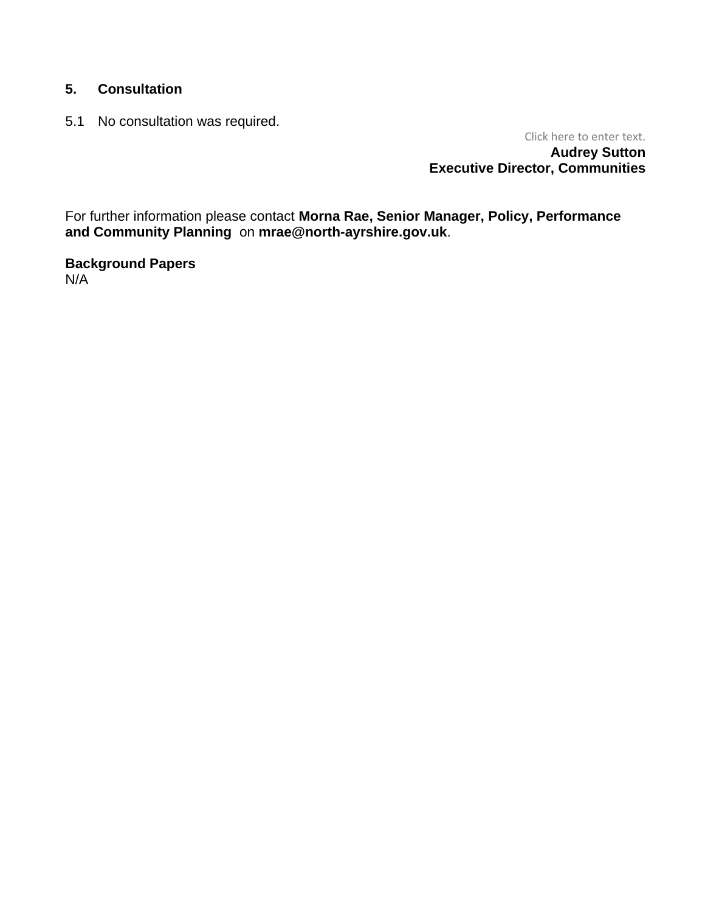## 5. Consultation

5.1 No consultation was required.

Click here to enter text.

**Audrey Sutton**
**Executive Director, Communities**

For further information please contact **Morna Rae, Senior Manager, Policy, Performance and Community Planning** on **mrae@north-ayrshire.gov.uk**.

**Background Papers**
N/A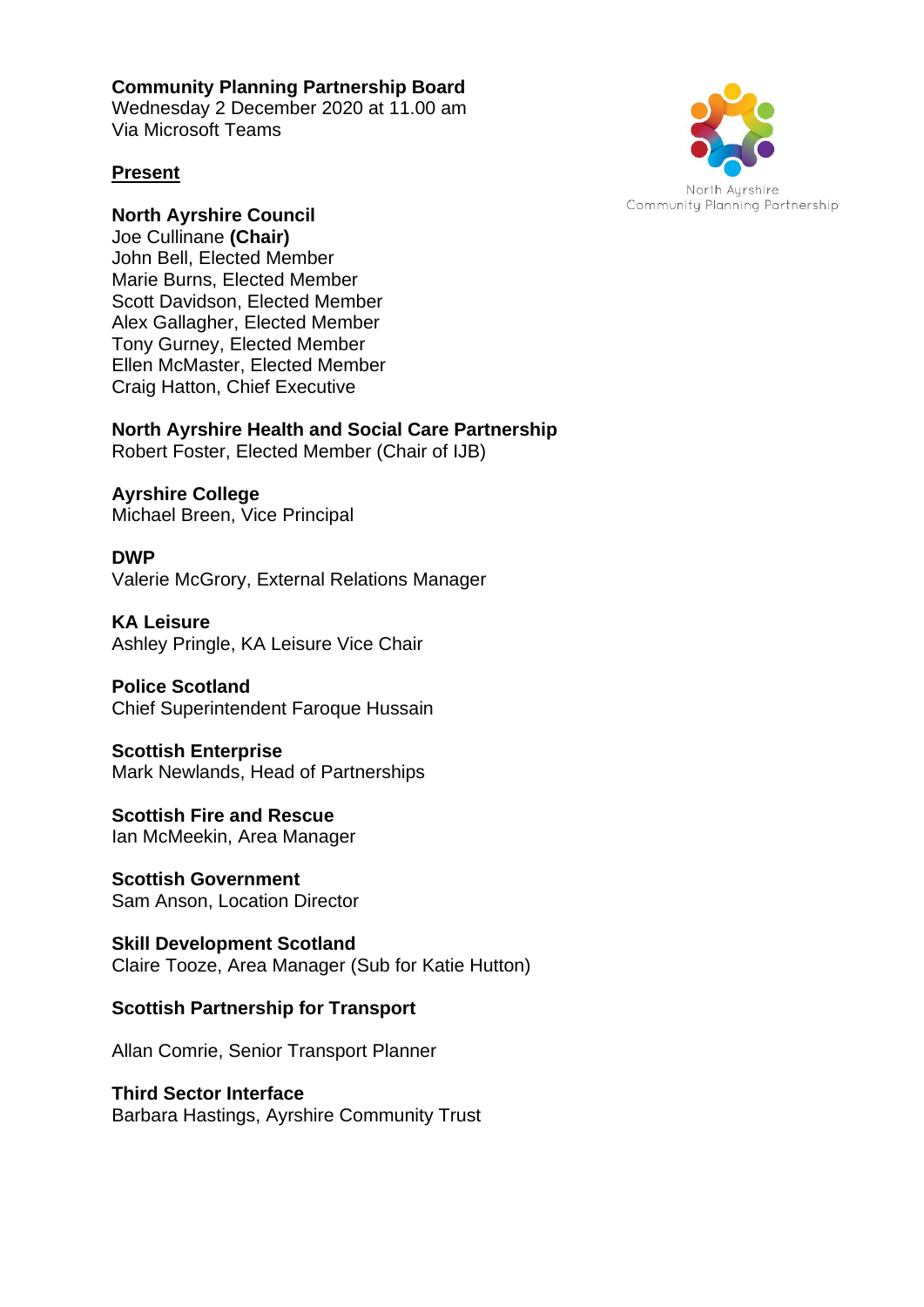**Community Planning Partnership Board**
Wednesday 2 December 2020 at 11.00 am
Via Microsoft Teams

North Ayrshire
Community Planning Partnership

**Present**

**North Ayrshire Council**
Joe Cullinane **(Chair)**
John Bell, Elected Member
Marie Burns, Elected Member
Scott Davidson, Elected Member
Alex Gallagher, Elected Member
Tony Gurney, Elected Member
Ellen McMaster, Elected Member
Craig Hatton, Chief Executive

**North Ayrshire Health and Social Care Partnership**
Robert Foster, Elected Member (Chair of IJB)

**Ayrshire College**
Michael Breen, Vice Principal

**DWP**
Valerie McGrory, External Relations Manager

**KA Leisure**
Ashley Pringle, KA Leisure Vice Chair

**Police Scotland**
Chief Superintendent Faroque Hussain

**Scottish Enterprise**
Mark Newlands, Head of Partnerships

**Scottish Fire and Rescue**
Ian McMeekin, Area Manager

**Scottish Government**
Sam Anson, Location Director

**Skill Development Scotland**
Claire Tooze, Area Manager (Sub for Katie Hutton)

**Scottish Partnership for Transport**

Allan Comrie, Senior Transport Planner

**Third Sector Interface**
Barbara Hastings, Ayrshire Community Trust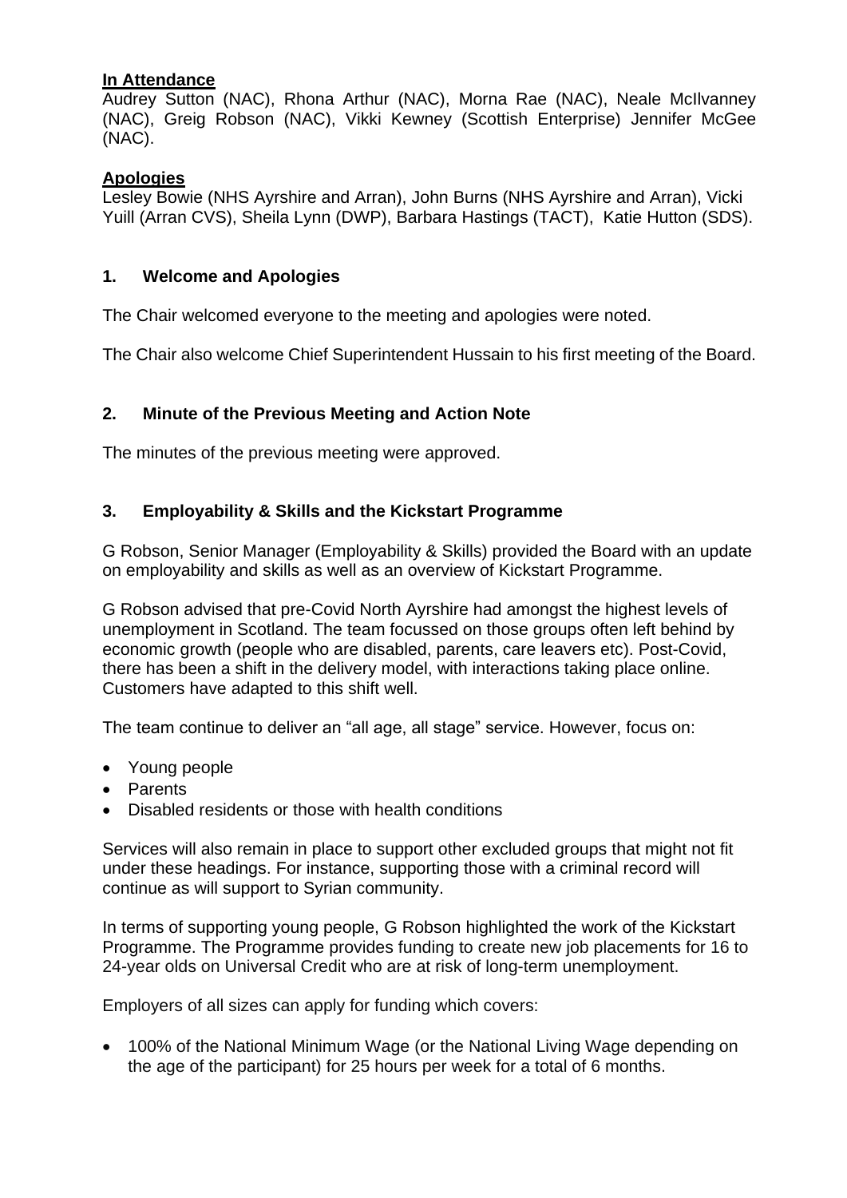**In Attendance**
Audrey Sutton (NAC), Rhona Arthur (NAC), Morna Rae (NAC), Neale McIlvanney (NAC), Greig Robson (NAC), Vikki Kewney (Scottish Enterprise) Jennifer McGee (NAC).

**Apologies**
Lesley Bowie (NHS Ayrshire and Arran), John Burns (NHS Ayrshire and Arran), Vicki Yuill (Arran CVS), Sheila Lynn (DWP), Barbara Hastings (TACT), Katie Hutton (SDS).

## 1. Welcome and Apologies

The Chair welcomed everyone to the meeting and apologies were noted.

The Chair also welcome Chief Superintendent Hussain to his first meeting of the Board.

## 2. Minute of the Previous Meeting and Action Note

The minutes of the previous meeting were approved.

## 3. Employability & Skills and the Kickstart Programme

G Robson, Senior Manager (Employability & Skills) provided the Board with an update on employability and skills as well as an overview of Kickstart Programme.

G Robson advised that pre-Covid North Ayrshire had amongst the highest levels of unemployment in Scotland. The team focussed on those groups often left behind by economic growth (people who are disabled, parents, care leavers etc). Post-Covid, there has been a shift in the delivery model, with interactions taking place online. Customers have adapted to this shift well.

The team continue to deliver an "all age, all stage" service. However, focus on:

- Young people
- Parents
- Disabled residents or those with health conditions

Services will also remain in place to support other excluded groups that might not fit under these headings. For instance, supporting those with a criminal record will continue as will support to Syrian community.

In terms of supporting young people, G Robson highlighted the work of the Kickstart Programme. The Programme provides funding to create new job placements for 16 to 24-year olds on Universal Credit who are at risk of long-term unemployment.

Employers of all sizes can apply for funding which covers:

- 100% of the National Minimum Wage (or the National Living Wage depending on the age of the participant) for 25 hours per week for a total of 6 months.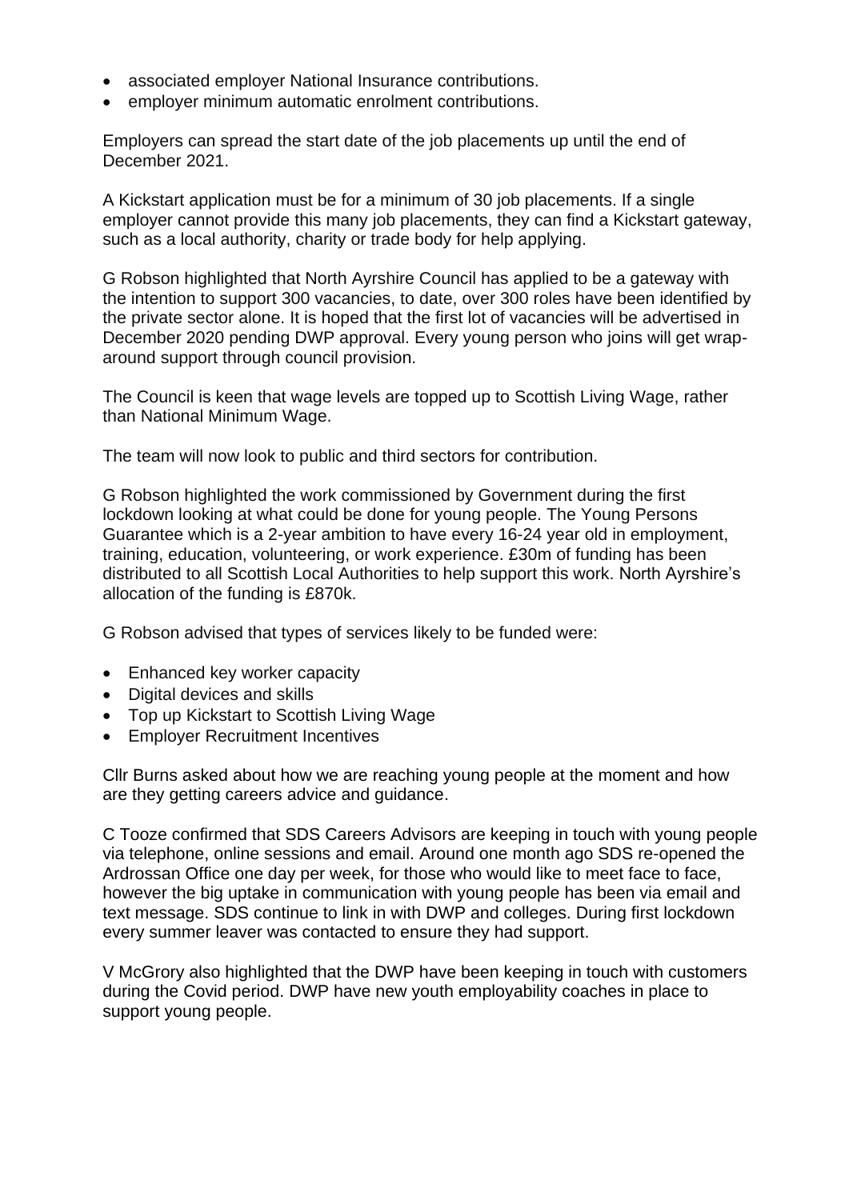- associated employer National Insurance contributions.
- employer minimum automatic enrolment contributions.

Employers can spread the start date of the job placements up until the end of December 2021.

A Kickstart application must be for a minimum of 30 job placements. If a single employer cannot provide this many job placements, they can find a Kickstart gateway, such as a local authority, charity or trade body for help applying.

G Robson highlighted that North Ayrshire Council has applied to be a gateway with the intention to support 300 vacancies, to date, over 300 roles have been identified by the private sector alone. It is hoped that the first lot of vacancies will be advertised in December 2020 pending DWP approval. Every young person who joins will get wrap-around support through council provision.

The Council is keen that wage levels are topped up to Scottish Living Wage, rather than National Minimum Wage.

The team will now look to public and third sectors for contribution.

G Robson highlighted the work commissioned by Government during the first lockdown looking at what could be done for young people. The Young Persons Guarantee which is a 2-year ambition to have every 16-24 year old in employment, training, education, volunteering, or work experience. £30m of funding has been distributed to all Scottish Local Authorities to help support this work. North Ayrshire's allocation of the funding is £870k.

G Robson advised that types of services likely to be funded were:

- Enhanced key worker capacity
- Digital devices and skills
- Top up Kickstart to Scottish Living Wage
- Employer Recruitment Incentives

Cllr Burns asked about how we are reaching young people at the moment and how are they getting careers advice and guidance.

C Tooze confirmed that SDS Careers Advisors are keeping in touch with young people via telephone, online sessions and email. Around one month ago SDS re-opened the Ardrossan Office one day per week, for those who would like to meet face to face, however the big uptake in communication with young people has been via email and text message. SDS continue to link in with DWP and colleges. During first lockdown every summer leaver was contacted to ensure they had support.

V McGrory also highlighted that the DWP have been keeping in touch with customers during the Covid period. DWP have new youth employability coaches in place to support young people.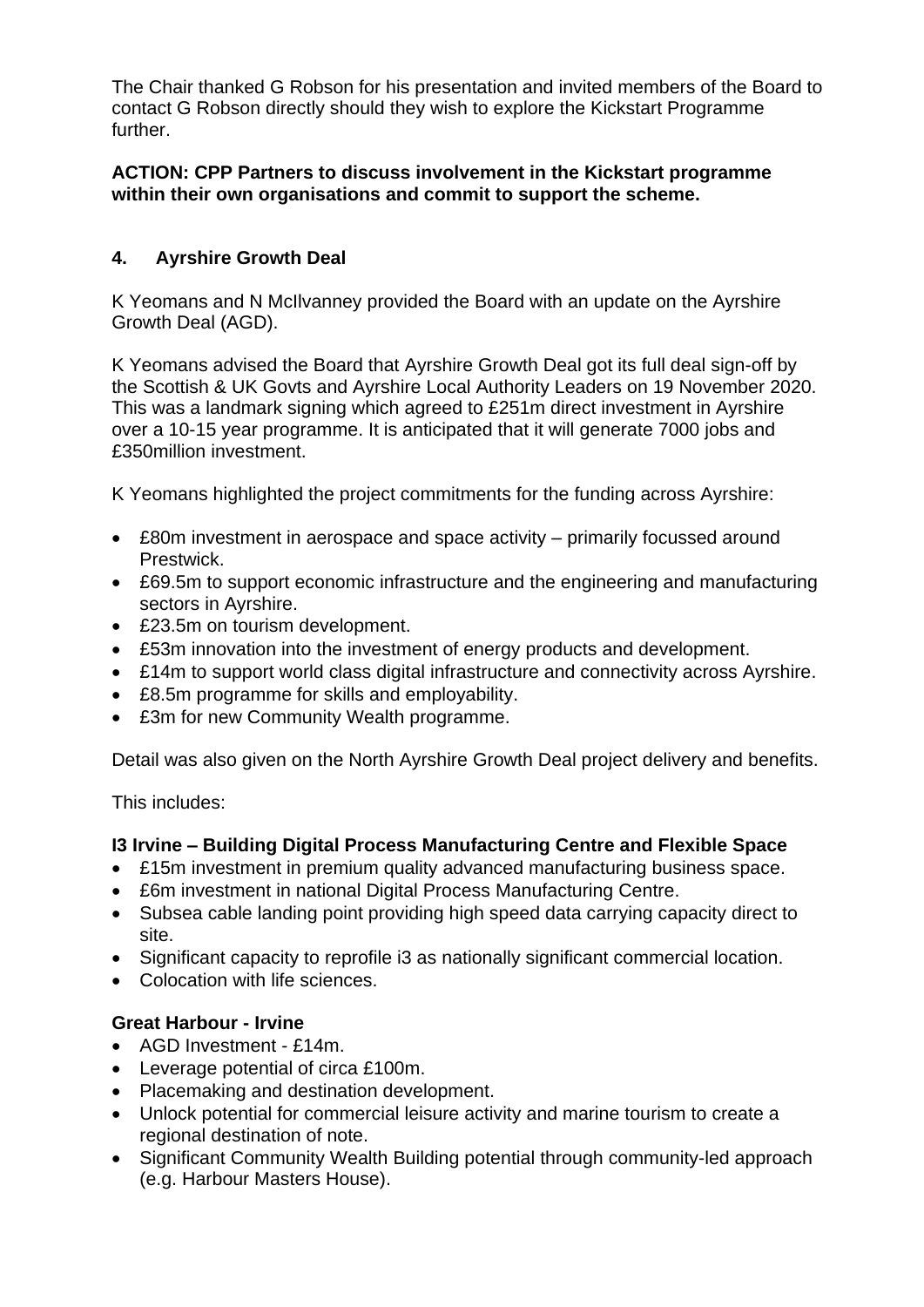The Chair thanked G Robson for his presentation and invited members of the Board to contact G Robson directly should they wish to explore the Kickstart Programme further.

**ACTION: CPP Partners to discuss involvement in the Kickstart programme within their own organisations and commit to support the scheme.**

## 4. Ayrshire Growth Deal

K Yeomans and N McIlvanney provided the Board with an update on the Ayrshire Growth Deal (AGD).

K Yeomans advised the Board that Ayrshire Growth Deal got its full deal sign-off by the Scottish & UK Govts and Ayrshire Local Authority Leaders on 19 November 2020. This was a landmark signing which agreed to £251m direct investment in Ayrshire over a 10-15 year programme. It is anticipated that it will generate 7000 jobs and £350million investment.

K Yeomans highlighted the project commitments for the funding across Ayrshire:

- £80m investment in aerospace and space activity – primarily focussed around Prestwick.
- £69.5m to support economic infrastructure and the engineering and manufacturing sectors in Ayrshire.
- £23.5m on tourism development.
- £53m innovation into the investment of energy products and development.
- £14m to support world class digital infrastructure and connectivity across Ayrshire.
- £8.5m programme for skills and employability.
- £3m for new Community Wealth programme.

Detail was also given on the North Ayrshire Growth Deal project delivery and benefits.

This includes:

**I3 Irvine – Building Digital Process Manufacturing Centre and Flexible Space**

- £15m investment in premium quality advanced manufacturing business space.
- £6m investment in national Digital Process Manufacturing Centre.
- Subsea cable landing point providing high speed data carrying capacity direct to site.
- Significant capacity to reprofile i3 as nationally significant commercial location.
- Colocation with life sciences.

**Great Harbour - Irvine**

- AGD Investment - £14m.
- Leverage potential of circa £100m.
- Placemaking and destination development.
- Unlock potential for commercial leisure activity and marine tourism to create a regional destination of note.
- Significant Community Wealth Building potential through community-led approach (e.g. Harbour Masters House).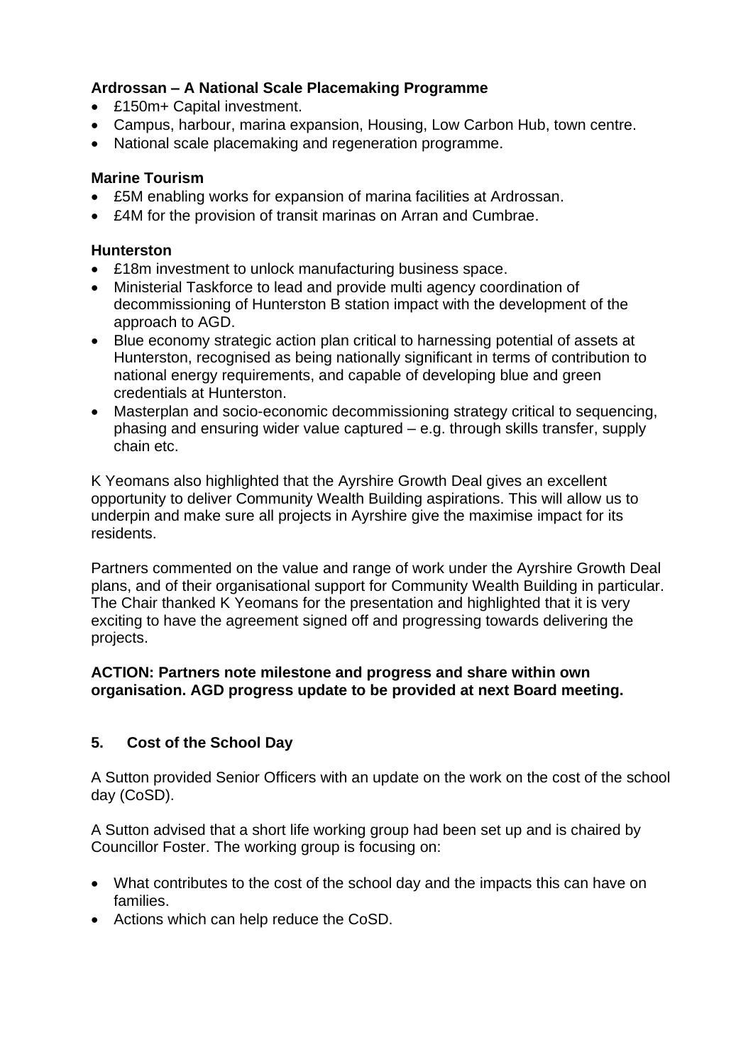**Ardrossan – A National Scale Placemaking Programme**

- £150m+ Capital investment.
- Campus, harbour, marina expansion, Housing, Low Carbon Hub, town centre.
- National scale placemaking and regeneration programme.

**Marine Tourism**

- £5M enabling works for expansion of marina facilities at Ardrossan.
- £4M for the provision of transit marinas on Arran and Cumbrae.

**Hunterston**

- £18m investment to unlock manufacturing business space.
- Ministerial Taskforce to lead and provide multi agency coordination of decommissioning of Hunterston B station impact with the development of the approach to AGD.
- Blue economy strategic action plan critical to harnessing potential of assets at Hunterston, recognised as being nationally significant in terms of contribution to national energy requirements, and capable of developing blue and green credentials at Hunterston.
- Masterplan and socio-economic decommissioning strategy critical to sequencing, phasing and ensuring wider value captured – e.g. through skills transfer, supply chain etc.

K Yeomans also highlighted that the Ayrshire Growth Deal gives an excellent opportunity to deliver Community Wealth Building aspirations. This will allow us to underpin and make sure all projects in Ayrshire give the maximise impact for its residents.

Partners commented on the value and range of work under the Ayrshire Growth Deal plans, and of their organisational support for Community Wealth Building in particular. The Chair thanked K Yeomans for the presentation and highlighted that it is very exciting to have the agreement signed off and progressing towards delivering the projects.

**ACTION: Partners note milestone and progress and share within own organisation. AGD progress update to be provided at next Board meeting.**

## 5. Cost of the School Day

A Sutton provided Senior Officers with an update on the work on the cost of the school day (CoSD).

A Sutton advised that a short life working group had been set up and is chaired by Councillor Foster. The working group is focusing on:

- What contributes to the cost of the school day and the impacts this can have on families.
- Actions which can help reduce the CoSD.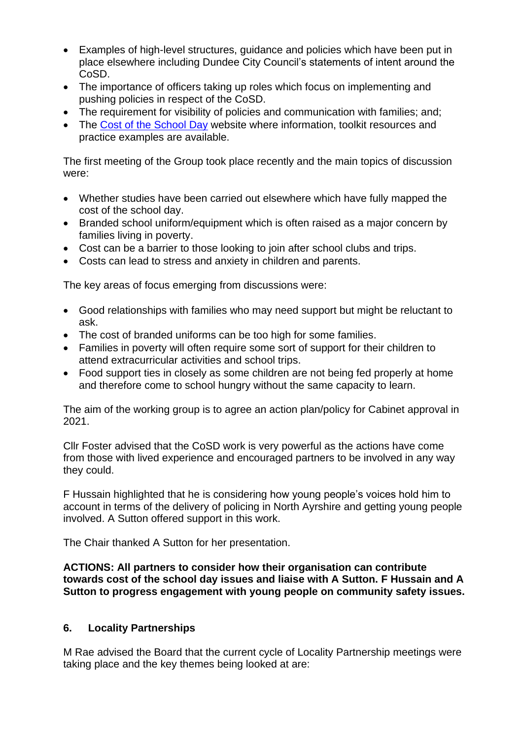- Examples of high-level structures, guidance and policies which have been put in place elsewhere including Dundee City Council's statements of intent around the CoSD.
- The importance of officers taking up roles which focus on implementing and pushing policies in respect of the CoSD.
- The requirement for visibility of policies and communication with families; and;
- The [Cost of the School Day](#) website where information, toolkit resources and practice examples are available.

The first meeting of the Group took place recently and the main topics of discussion were:

- Whether studies have been carried out elsewhere which have fully mapped the cost of the school day.
- Branded school uniform/equipment which is often raised as a major concern by families living in poverty.
- Cost can be a barrier to those looking to join after school clubs and trips.
- Costs can lead to stress and anxiety in children and parents.

The key areas of focus emerging from discussions were:

- Good relationships with families who may need support but might be reluctant to ask.
- The cost of branded uniforms can be too high for some families.
- Families in poverty will often require some sort of support for their children to attend extracurricular activities and school trips.
- Food support ties in closely as some children are not being fed properly at home and therefore come to school hungry without the same capacity to learn.

The aim of the working group is to agree an action plan/policy for Cabinet approval in 2021.

Cllr Foster advised that the CoSD work is very powerful as the actions have come from those with lived experience and encouraged partners to be involved in any way they could.

F Hussain highlighted that he is considering how young people's voices hold him to account in terms of the delivery of policing in North Ayrshire and getting young people involved. A Sutton offered support in this work.

The Chair thanked A Sutton for her presentation.

**ACTIONS: All partners to consider how their organisation can contribute towards cost of the school day issues and liaise with A Sutton. F Hussain and A Sutton to progress engagement with young people on community safety issues.**

## 6. Locality Partnerships

M Rae advised the Board that the current cycle of Locality Partnership meetings were taking place and the key themes being looked at are: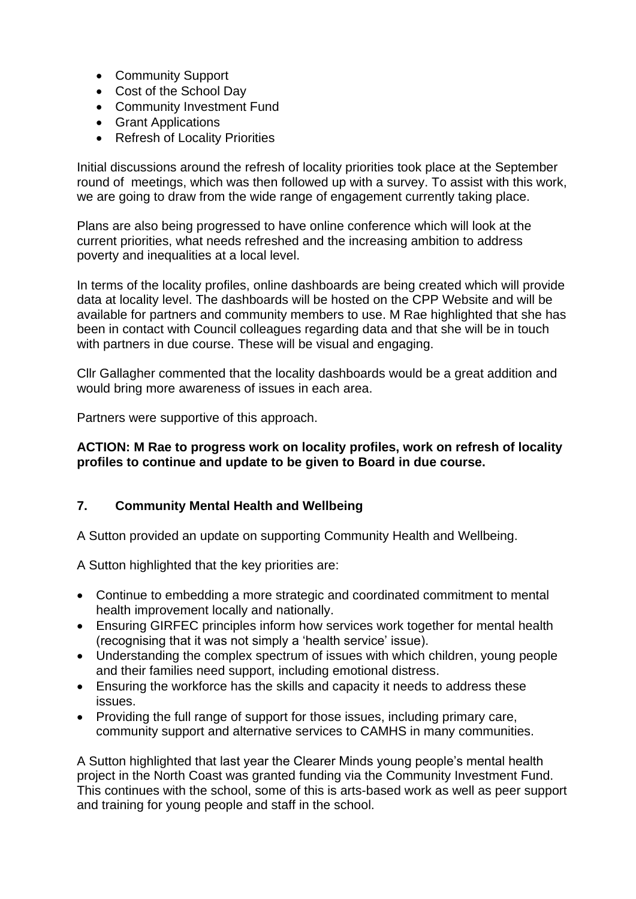- Community Support
- Cost of the School Day
- Community Investment Fund
- Grant Applications
- Refresh of Locality Priorities

Initial discussions around the refresh of locality priorities took place at the September round of meetings, which was then followed up with a survey. To assist with this work, we are going to draw from the wide range of engagement currently taking place.

Plans are also being progressed to have online conference which will look at the current priorities, what needs refreshed and the increasing ambition to address poverty and inequalities at a local level.

In terms of the locality profiles, online dashboards are being created which will provide data at locality level. The dashboards will be hosted on the CPP Website and will be available for partners and community members to use. M Rae highlighted that she has been in contact with Council colleagues regarding data and that she will be in touch with partners in due course. These will be visual and engaging.

Cllr Gallagher commented that the locality dashboards would be a great addition and would bring more awareness of issues in each area.

Partners were supportive of this approach.

**ACTION: M Rae to progress work on locality profiles, work on refresh of locality profiles to continue and update to be given to Board in due course.**

## 7. Community Mental Health and Wellbeing

A Sutton provided an update on supporting Community Health and Wellbeing.

A Sutton highlighted that the key priorities are:

- Continue to embedding a more strategic and coordinated commitment to mental health improvement locally and nationally.
- Ensuring GIRFEC principles inform how services work together for mental health (recognising that it was not simply a 'health service' issue).
- Understanding the complex spectrum of issues with which children, young people and their families need support, including emotional distress.
- Ensuring the workforce has the skills and capacity it needs to address these issues.
- Providing the full range of support for those issues, including primary care, community support and alternative services to CAMHS in many communities.

A Sutton highlighted that last year the Clearer Minds young people's mental health project in the North Coast was granted funding via the Community Investment Fund. This continues with the school, some of this is arts-based work as well as peer support and training for young people and staff in the school.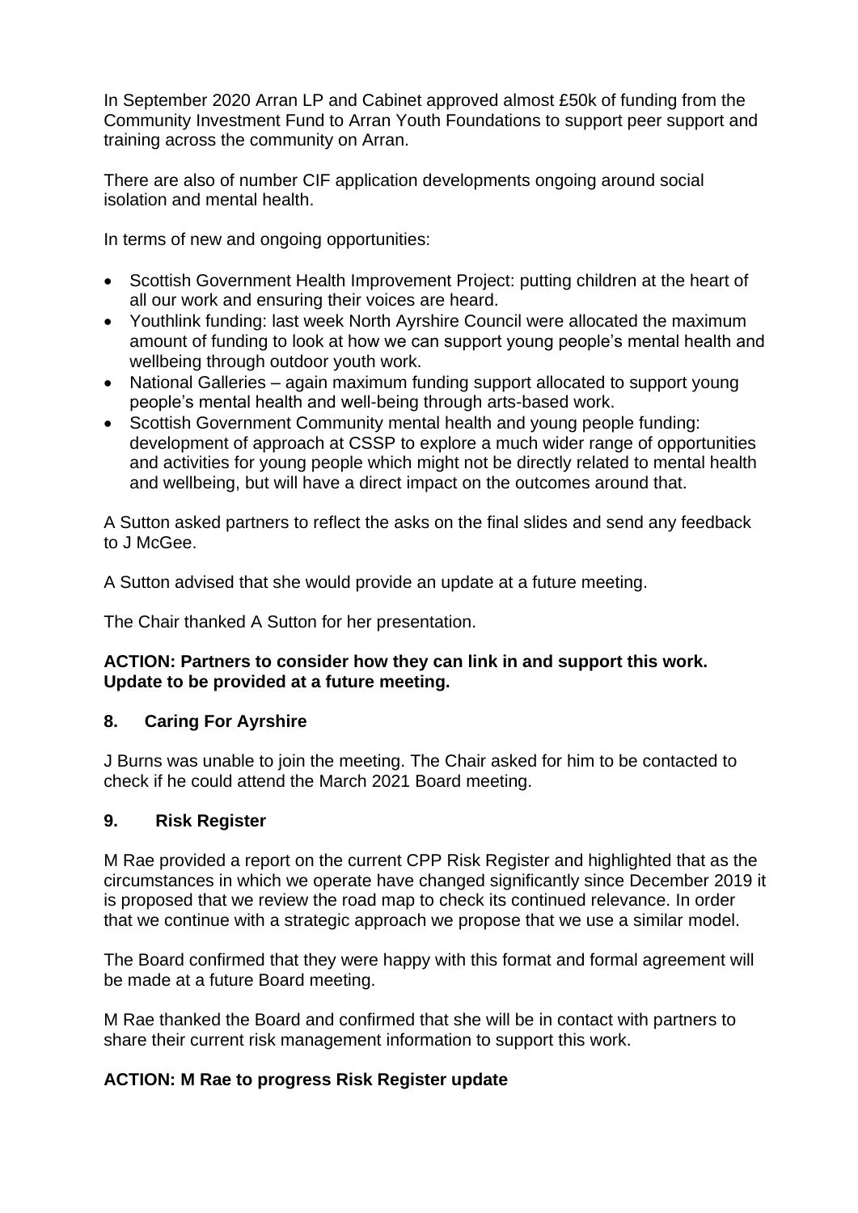In September 2020 Arran LP and Cabinet approved almost £50k of funding from the Community Investment Fund to Arran Youth Foundations to support peer support and training across the community on Arran.

There are also of number CIF application developments ongoing around social isolation and mental health.

In terms of new and ongoing opportunities:

- Scottish Government Health Improvement Project: putting children at the heart of all our work and ensuring their voices are heard.
- Youthlink funding: last week North Ayrshire Council were allocated the maximum amount of funding to look at how we can support young people's mental health and wellbeing through outdoor youth work.
- National Galleries – again maximum funding support allocated to support young people's mental health and well-being through arts-based work.
- Scottish Government Community mental health and young people funding: development of approach at CSSP to explore a much wider range of opportunities and activities for young people which might not be directly related to mental health and wellbeing, but will have a direct impact on the outcomes around that.

A Sutton asked partners to reflect the asks on the final slides and send any feedback to J McGee.

A Sutton advised that she would provide an update at a future meeting.

The Chair thanked A Sutton for her presentation.

**ACTION: Partners to consider how they can link in and support this work. Update to be provided at a future meeting.**

## 8. Caring For Ayrshire

J Burns was unable to join the meeting. The Chair asked for him to be contacted to check if he could attend the March 2021 Board meeting.

## 9. Risk Register

M Rae provided a report on the current CPP Risk Register and highlighted that as the circumstances in which we operate have changed significantly since December 2019 it is proposed that we review the road map to check its continued relevance. In order that we continue with a strategic approach we propose that we use a similar model.

The Board confirmed that they were happy with this format and formal agreement will be made at a future Board meeting.

M Rae thanked the Board and confirmed that she will be in contact with partners to share their current risk management information to support this work.

**ACTION: M Rae to progress Risk Register update**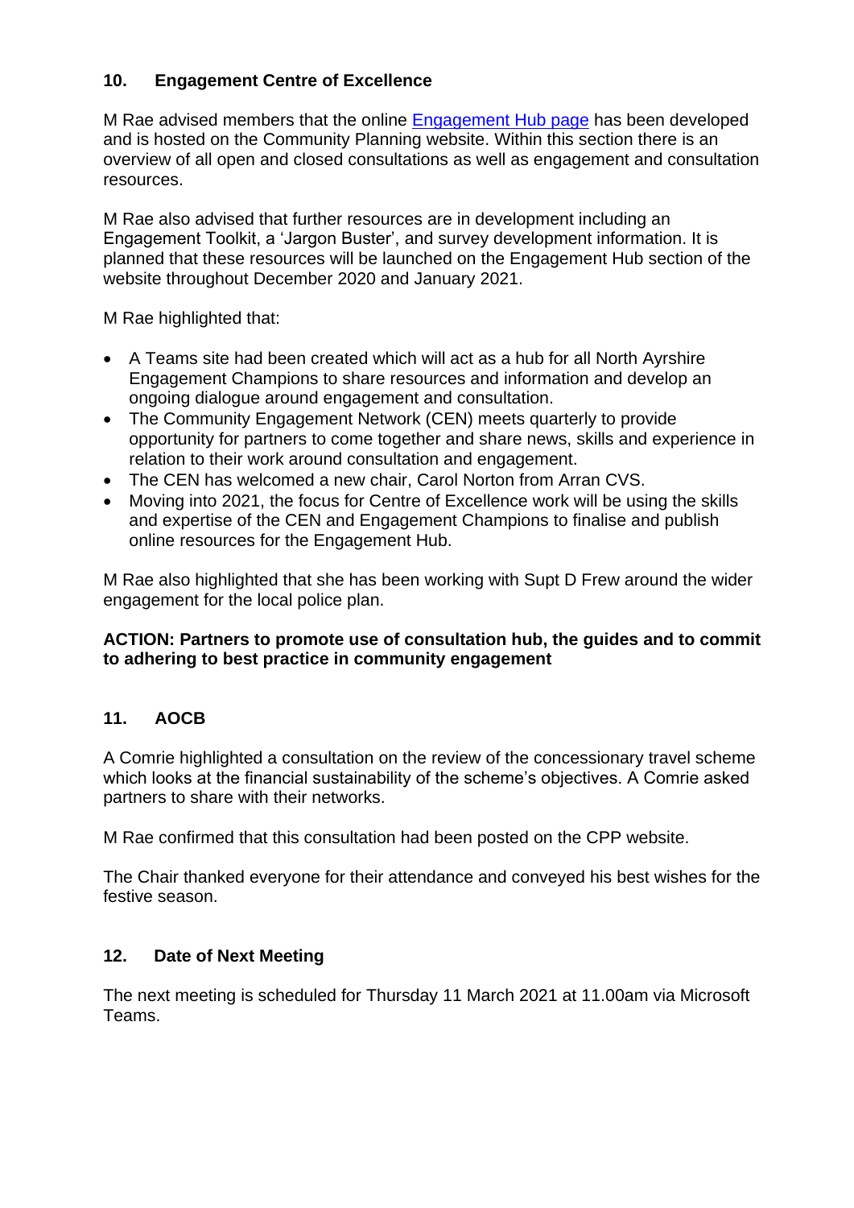## 10. Engagement Centre of Excellence

M Rae advised members that the online Engagement Hub page has been developed and is hosted on the Community Planning website. Within this section there is an overview of all open and closed consultations as well as engagement and consultation resources.

M Rae also advised that further resources are in development including an Engagement Toolkit, a 'Jargon Buster', and survey development information. It is planned that these resources will be launched on the Engagement Hub section of the website throughout December 2020 and January 2021.

M Rae highlighted that:

- A Teams site had been created which will act as a hub for all North Ayrshire Engagement Champions to share resources and information and develop an ongoing dialogue around engagement and consultation.
- The Community Engagement Network (CEN) meets quarterly to provide opportunity for partners to come together and share news, skills and experience in relation to their work around consultation and engagement.
- The CEN has welcomed a new chair, Carol Norton from Arran CVS.
- Moving into 2021, the focus for Centre of Excellence work will be using the skills and expertise of the CEN and Engagement Champions to finalise and publish online resources for the Engagement Hub.

M Rae also highlighted that she has been working with Supt D Frew around the wider engagement for the local police plan.

**ACTION: Partners to promote use of consultation hub, the guides and to commit to adhering to best practice in community engagement**

## 11. AOCB

A Comrie highlighted a consultation on the review of the concessionary travel scheme which looks at the financial sustainability of the scheme's objectives. A Comrie asked partners to share with their networks.

M Rae confirmed that this consultation had been posted on the CPP website.

The Chair thanked everyone for their attendance and conveyed his best wishes for the festive season.

## 12. Date of Next Meeting

The next meeting is scheduled for Thursday 11 March 2021 at 11.00am via Microsoft Teams.